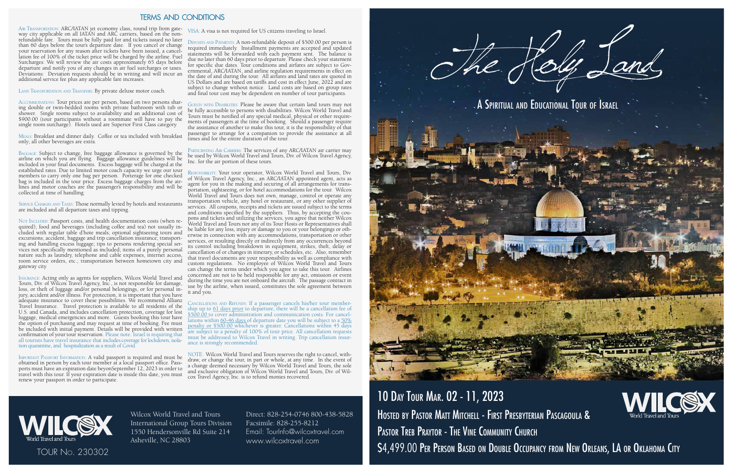## TERMS AND CONDITIONS

AIR TRANSPORTATION: ARC/IATAN jet economy class, round trip from gateway city applicable on all IATAN and ARC carriers, based on the non-refundable fare. Tours must be fully paid for and tickets issued no later than 60 days before the tour's departure date. If you cancel or change your reservation for any reason after tickets have been issued, a cancellation fee of 100% of the ticket price will be charged by the airline. Fuel Surcharges: We will review the air costs approximately 65 days before departure and notify you of any changes in air fuel surcharges or taxes. Deviations: Deviation requests should be in writing and will incur an additional service fee plus any applicable fare increases.

LAND TRANSPORTATION AND TRANSFERS: By private deluxe motor coach.

ACCOMMODATIONS: Tour prices are per person, based on two persons sharing double or twin-bedded rooms with private bathroom with tub or shower. Single rooms subject to availability and an additional cost of $900.00 (tour participants without a roommate will have to pay the single room surcharge). Hotels used are Superior First Class category.

MEALS: Breakfast and dinner daily. Coffee or tea included with breakfast only; all other beverages are extra.

BAGGAGE: Subject to change, free baggage allowance is governed by the airline on which you are flying. Baggage allowance guidelines will be included in your final documents. Excess baggage will be charged at the established rates. Due to limited motor coach capacity we urge our tour members to carry only one bag per person. Porterage for one checked bag is included in the tour price. Excess baggage charges from the airlines and motor coaches are the passenger's responsibility and will be collected at time of handling.

SERVICE CHARGES AND TAXES: Those normally levied by hotels and restaurants are included and all departure taxes and tipping.

NOT INCLUDED: Passport costs, and health documentation costs (when required); food and beverages (including coffee and tea) not usually included with regular table d'hote meals; optional sightseeing tours and excursions; accident, baggage and trip cancellation insurance; transporting and handling excess luggage; tips to persons rendering special services not specifically mentioned as included; items of a purely personal nature such as laundry, telephone and cable expenses, internet access, room service orders, etc.; transportation between hometown city and gateway city.

INSURANCE: Acting only as agents for suppliers, Wilcox World Travel and Tours, Div. of Wilcox Travel Agency, Inc., is not responsible for damage, loss, or theft of luggage and/or personal belongings, or for personal injury, accident and/or illness. For protection, it is important that you have adequate insurance to cover these possibilities. We recommend Allianz Travel Insurance. Travel protection is available to all residents of the U.S. and Canada, and includes cancellation protection, coverage for lost luggage, medical emergencies and more. Guests booking this tour have the option of purchasing and may request at time of booking. Fee must be included with initial payment. Details will be provided with written confirmation of your tour reservation. Please note: Israel is requiring that all tourists have travel insurance that includes coverage for lockdown, isolation quarantine, and hospitalization as a result of Covid.

IMPORTANT PASSPORT INFORMATION: A valid passport is required and must be obtained in person by each tour member at a local passport office. Passports must have an expiration date beyonSeptember 12, 2023 in order to travel with this tour. If your expiration date is inside this date, you must renew your passport in order to participate.

VISA: A visa is not required for US citizens traveling to Israel.

DEPOSITS AND PAYMENTS: A non-refundable deposit of $500.00 per person is required immediately. Installment payments are accepted and updated statements will be forwarded with each payment sent. The balance is due no later than 60 days prior to departure. Please check your statement for specific due dates. Tour conditions and airfares are subject to Governmental, ARC/IATAN, and airline regulation requirements in effect on the date of and during the tour. All airfares and land rates are quoted in US Dollars and are based on tariffs and cost in effect June, 2022 and are subject to change without notice. Land costs are based on group rates and final tour cost may be dependent on number of tour participants.

GUESTS WITH DISABILITIES: Please be aware that certain land tours may not be fully accessible to persons with disabilities. Wilcox World Travel and Tours must be notified of any special medical, physical or other requirements of passengers at the time of booking. Should a passenger require the assistance of another to make this tour, it is the responsibility of that passenger to arrange for a companion to provide the assistance at all times and for the entire duration of the tour.

PARTICIPATING AIR CARRIERS: The services of any ARC/IATAN air carrier may be used by Wilcox World Travel and Tours, Div. of Wilcox Travel Agency, Inc. for the air portion of these tours.

RESPONSIBILITY: Your tour operator, Wilcox World Travel and Tours, Div. of Wilcox Travel Agency, Inc., an ARC/IATAN appointed agent, acts as agent for you in the making and securing of all arrangements for transportation, sightseeing, or for hotel accommodations for the tour. Wilcox World Travel and Tours does not own, manage, control or operate any transportation vehicle, any hotel or restaurant, or any other supplier of services. All coupons, receipts and tickets are issued subject to the terms and conditions specified by the suppliers. Thus, by accepting the coupons and tickets and utilizing the services, you agree that neither Wilcox World Travel and Tours nor any of its Tour Hosts or Representatives shall be liable for any loss, injury or damage to you or your belongings or otherwise in connection with any accommodations, transportation or other services, or resulting directly or indirectly from any occurrences beyond its control including breakdown in equipment, strikes, theft, delay or cancellation of or changes in itinerary, or schedules, etc. Also, remember that travel documents are your responsibility as well as compliance with custom regulations. No employee of Wilcox World Travel and Tours can change the terms under which you agree to take this tour. Airlines concerned are not to be held responsible for any act, omission or event during the time you are not onboard the aircraft. The passage contract in use by the airline, when issued, constitutes the sole agreement between it and you.

CANCELLATIONS AND REFUNDS: If a passenger cancels his/her tour membership up to 61 days prior to departure, there will be a cancellation fee of $500.00 to cover administration and communication costs. For cancellations within 60-46 days of departure date you will be subject to a 50% penalty or $500.00 whichever is greater. Cancellations within 45 days are subject to a penalty of 100% of tour price. All cancellation requests must be addressed to Wilcox Travel in writing. Trip cancellation insurance is strongly recommended.

NOTE: Wilcox World Travel and Tours reserves the right to cancel, withdraw, or change the tour, in part or whole, at any time. In the event of a change deemed necessary by Wilcox World Travel and Tours, the sole and exclusive obligation of Wilcox World Travel and Tours, Div. of Wilcox Travel Agency, Inc. is to refund monies recovered.

WILCOX World Travel and Tours

TOUR No. 230302

Wilcox World Travel and Tours
International Group Tours Division
1550 Hendersonville Rd Suite 214
Asheville, NC 28803

Direct: 828-254-0746 800-438-5828
Facsimile: 828-255-8212
Email: TourInfo@wilcoxtravel.com
www.wilcoxtravel.com

# The Holy Land

## A SPIRITUAL AND EDUCATIONAL TOUR OF ISRAEL

## 10 DAY TOUR MAR. 02 - 11, 2023

HOSTED BY PASTOR MATT MITCHELL - FIRST PRESBYTERIAN PASCAGOULA &
PASTOR TREB PRAYTOR - THE VINE COMMUNITY CHURCH

$4,499.00 PER PERSON BASED ON DOUBLE OCCUPANCY FROM NEW ORLEANS, LA OR OKLAHOMA CITY

WILCOX World Travel and Tours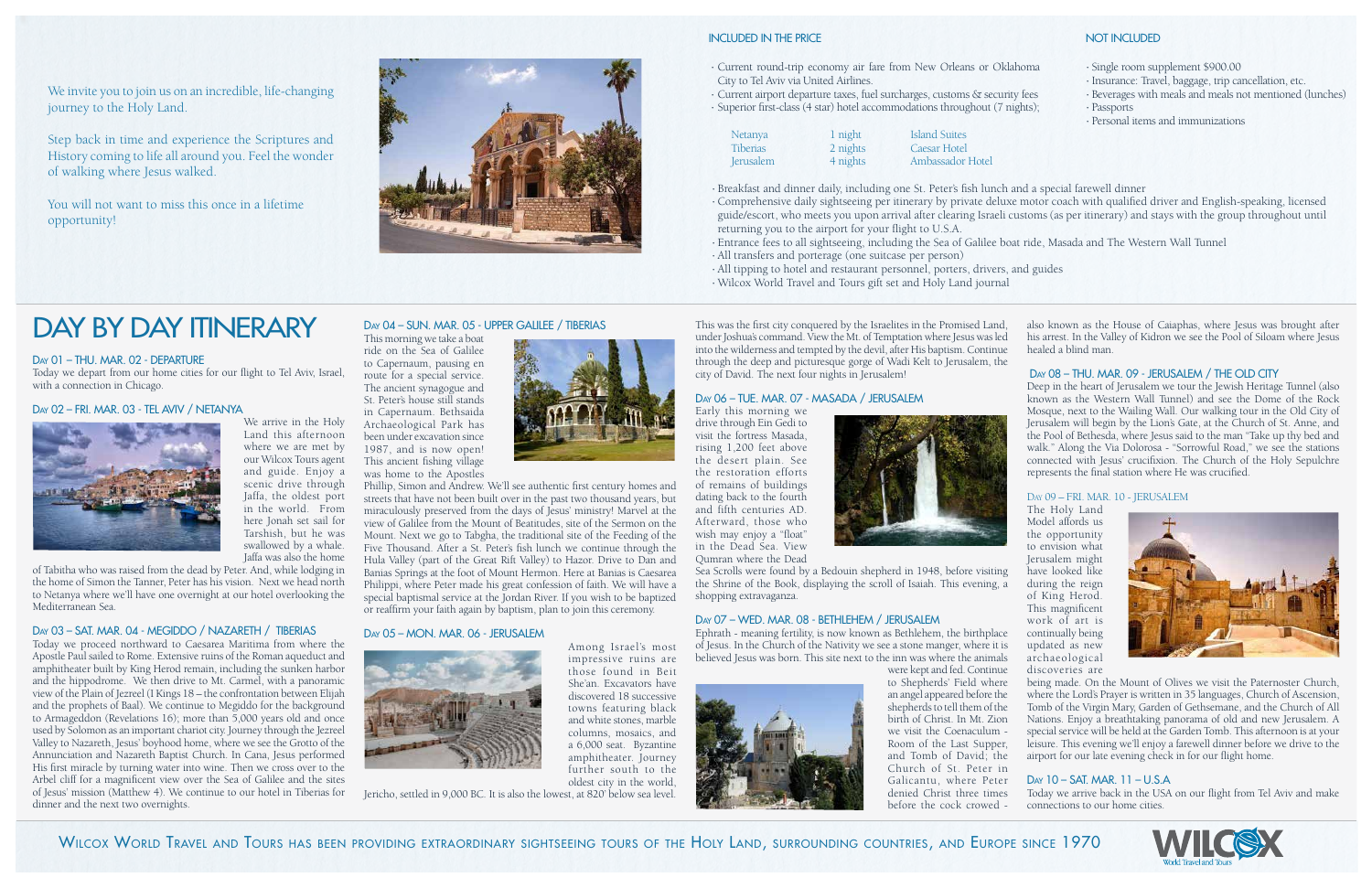We invite you to join us on an incredible, life-changing journey to the Holy Land.

Step back in time and experience the Scriptures and History coming to life all around you. Feel the wonder of walking where Jesus walked.

You will not want to miss this once in a lifetime opportunity!

## INCLUDED IN THE PRICE

- Current round-trip economy air fare from New Orleans or Oklahoma City to Tel Aviv via United Airlines.
- Current airport departure taxes, fuel surcharges, customs & security fees
- Superior first-class (4 star) hotel accommodations throughout (7 nights);

| | | |
|---|---|---|
| Netanya | 1 night | Island Suites |
| Tiberias | 2 nights | Caesar Hotel |
| Jerusalem | 4 nights | Ambassador Hotel |

- Breakfast and dinner daily, including one St. Peter's fish lunch and a special farewell dinner
- Comprehensive daily sightseeing per itinerary by private deluxe motor coach with qualified driver and English-speaking, licensed guide/escort, who meets you upon arrival after clearing Israeli customs (as per itinerary) and stays with the group throughout until returning you to the airport for your flight to U.S.A.
- Entrance fees to all sightseeing, including the Sea of Galilee boat ride, Masada and The Western Wall Tunnel
- All transfers and porterage (one suitcase per person)
- All tipping to hotel and restaurant personnel, porters, drivers, and guides
- Wilcox World Travel and Tours gift set and Holy Land journal

## NOT INCLUDED

- Single room supplement $900.00
- Insurance: Travel, baggage, trip cancellation, etc.
- Beverages with meals and meals not mentioned (lunches)
- Passports
- Personal items and immunizations

# DAY BY DAY ITINERARY

### Day 01 – THU. MAR. 02 - DEPARTURE

Today we depart from our home cities for our flight to Tel Aviv, Israel, with a connection in Chicago.

### Day 02 – FRI. MAR. 03 - TEL AVIV / NETANYA

We arrive in the Holy Land this afternoon where we are met by our Wilcox Tours agent and guide. Enjoy a scenic drive through Jaffa, the oldest port in the world. From here Jonah set sail for Tarshish, but he was swallowed by a whale. Jaffa was also the home of Tabitha who was raised from the dead by Peter. And, while lodging in the home of Simon the Tanner, Peter has his vision. Next we head north to Netanya where we'll have one overnight at our hotel overlooking the Mediterranean Sea.

### Day 03 – SAT. MAR. 04 - MEGIDDO / NAZARETH / TIBERIAS

Today we proceed northward to Caesarea Maritima from where the Apostle Paul sailed to Rome. Extensive ruins of the Roman aqueduct and amphitheater built by King Herod remain, including the sunken harbor and the hippodrome. We then drive to Mt. Carmel, with a panoramic view of the Plain of Jezreel (I Kings 18 – the confrontation between Elijah and the prophets of Baal). We continue to Megiddo for the background to Armageddon (Revelations 16); more than 5,000 years old and once used by Solomon as an important chariot city. Journey through the Jezreel Valley to Nazareth, Jesus' boyhood home, where we see the Grotto of the Annunciation and Nazareth Baptist Church. In Cana, Jesus performed His first miracle by turning water into wine. Then we cross over to the Arbel cliff for a magnificent view over the Sea of Galilee and the sites of Jesus' mission (Matthew 4). We continue to our hotel in Tiberias for dinner and the next two overnights.

### Day 04 – SUN. MAR. 05 - UPPER GALILEE / TIBERIAS

This morning we take a boat ride on the Sea of Galilee to Capernaum, pausing en route for a special service. The ancient synagogue and St. Peter's house still stands in Capernaum. Bethsaida Archaeological Park has been under excavation since 1987, and is now open! This ancient fishing village was home to the Apostles Phillip, Simon and Andrew. We'll see authentic first century homes and streets that have not been built over in the past two thousand years, but miraculously preserved from the days of Jesus' ministry! Marvel at the view of Galilee from the Mount of Beatitudes, site of the Sermon on the Mount. Next we go to Tabgha, the traditional site of the Feeding of the Five Thousand. After a St. Peter's fish lunch we continue through the Hula Valley (part of the Great Rift Valley) to Hazor. Drive to Dan and Banias Springs at the foot of Mount Hermon. Here at Banias is Caesarea Philippi, where Peter made his great confession of faith. We will have a special baptismal service at the Jordan River. If you wish to be baptized or reaffirm your faith again by baptism, plan to join this ceremony.

### Day 05 – MON. MAR. 06 - JERUSALEM

Among Israel's most impressive ruins are those found in Beit She'an. Excavators have discovered 18 successive towns featuring black and white stones, marble columns, mosaics, and a 6,000 seat. Byzantine amphitheater. Journey further south to the oldest city in the world, Jericho, settled in 9,000 BC. It is also the lowest, at 820' below sea level. This was the first city conquered by the Israelites in the Promised Land, under Joshua's command. View the Mt. of Temptation where Jesus was led into the wilderness and tempted by the devil, after His baptism. Continue through the deep and picturesque gorge of Wadi Kelt to Jerusalem, the city of David. The next four nights in Jerusalem!

### Day 06 – TUE. MAR. 07 - MASADA / JERUSALEM

Early this morning we drive through Ein Gedi to visit the fortress Masada, rising 1,200 feet above the desert plain. See the restoration efforts of remains of buildings dating back to the fourth and fifth centuries AD. Afterward, those who wish may enjoy a "float" in the Dead Sea. View Qumran where the Dead Sea Scrolls were found by a Bedouin shepherd in 1948, before visiting the Shrine of the Book, displaying the scroll of Isaiah. This evening, a shopping extravaganza.

### Day 07 – WED. MAR. 08 - BETHLEHEM / JERUSALEM

Ephrath - meaning fertility, is now known as Bethlehem, the birthplace of Jesus. In the Church of the Nativity we see a stone manger, where it is believed Jesus was born. This site next to the inn was where the animals were kept and fed. Continue to Shepherds' Field where an angel appeared before the shepherds to tell them of the birth of Christ. In Mt. Zion we visit the Coenaculum - Room of the Last Supper, and Tomb of David; the Church of St. Peter in Galicantu, where Peter denied Christ three times before the cock crowed - also known as the House of Caiaphas, where Jesus was brought after his arrest. In the Valley of Kidron we see the Pool of Siloam where Jesus healed a blind man.

### Day 08 – THU. MAR. 09 - JERUSALEM / THE OLD CITY

Deep in the heart of Jerusalem we tour the Jewish Heritage Tunnel (also known as the Western Wall Tunnel) and see the Dome of the Rock Mosque, next to the Wailing Wall. Our walking tour in the Old City of Jerusalem will begin by the Lion's Gate, at the Church of St. Anne, and the Pool of Bethesda, where Jesus said to the man "Take up thy bed and walk." Along the Via Dolorosa - "Sorrowful Road," we see the stations connected with Jesus' crucifixion. The Church of the Holy Sepulchre represents the final station where He was crucified.

### Day 09 – FRI. MAR. 10 - JERUSALEM

The Holy Land Model affords us the opportunity to envision what Jerusalem might have looked like during the reign of King Herod. This magnificent work of art is continually being updated as new archaeological discoveries are being made. On the Mount of Olives we visit the Paternoster Church, where the Lord's Prayer is written in 35 languages, Church of Ascension, Tomb of the Virgin Mary, Garden of Gethsemane, and the Church of All Nations. Enjoy a breathtaking panorama of old and new Jerusalem. A special service will be held at the Garden Tomb. This afternoon is at your leisure. This evening we'll enjoy a farewell dinner before we drive to the airport for our late evening check in for our flight home.

### Day 10 – SAT. MAR. 11 – U.S.A

Today we arrive back in the USA on our flight from Tel Aviv and make connections to our home cities.

Wilcox World Travel and Tours has been providing extraordinary sightseeing tours of the Holy Land, surrounding countries, and Europe since 1970

WILCOX World Travel and Tours